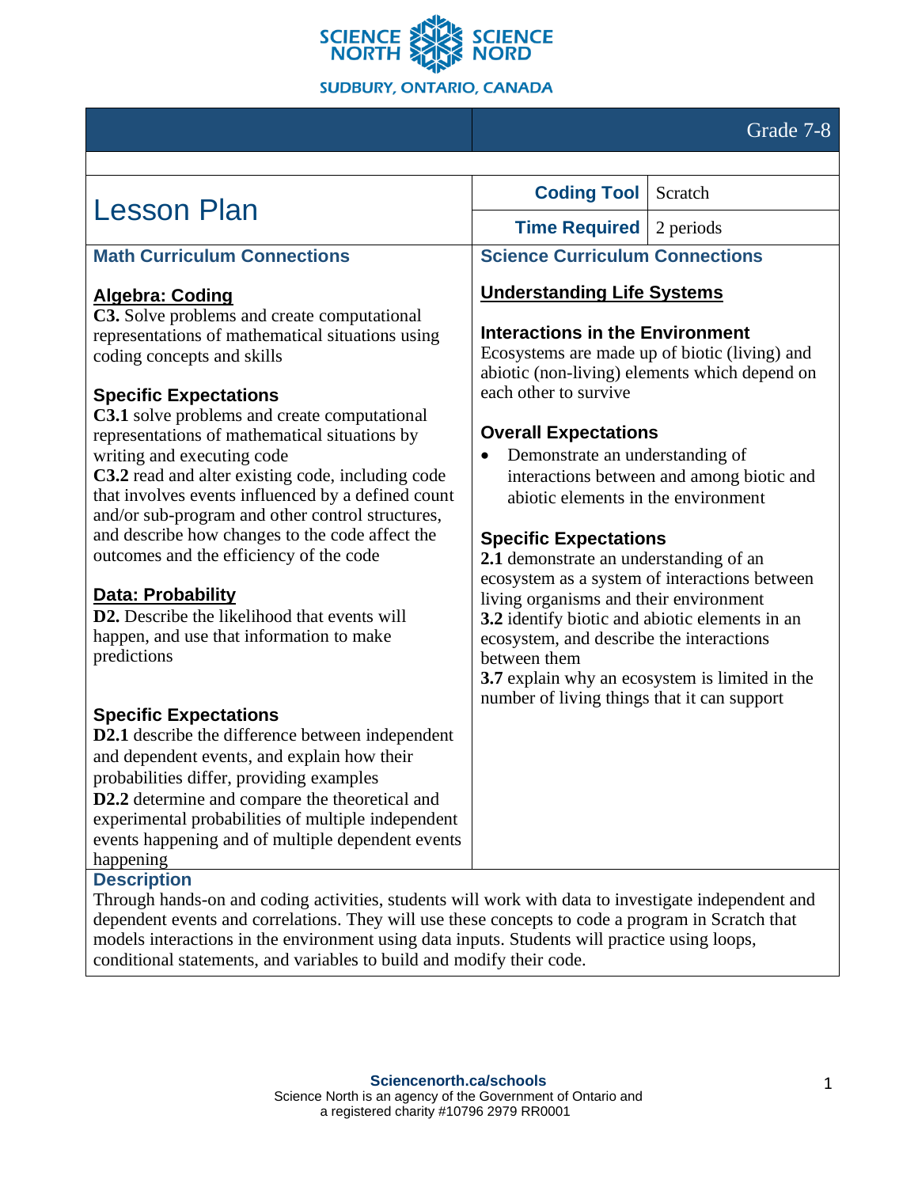Grade 7-8

# Lesson Plan

| **Coding Tool** | Scratch |
| --- | --- |
| **Time Required** | 2 periods |

## Math Curriculum Connections

**Algebra: Coding**

**C3.** Solve problems and create computational representations of mathematical situations using coding concepts and skills

### Specific Expectations

**C3.1** solve problems and create computational representations of mathematical situations by writing and executing code

**C3.2** read and alter existing code, including code that involves events influenced by a defined count and/or sub-program and other control structures, and describe how changes to the code affect the outcomes and the efficiency of the code

**Data: Probability**

**D2.** Describe the likelihood that events will happen, and use that information to make predictions

### Specific Expectations

**D2.1** describe the difference between independent and dependent events, and explain how their probabilities differ, providing examples

**D2.2** determine and compare the theoretical and experimental probabilities of multiple independent events happening and of multiple dependent events happening

## Science Curriculum Connections

**Understanding Life Systems**

### Interactions in the Environment

Ecosystems are made up of biotic (living) and abiotic (non-living) elements which depend on each other to survive

### Overall Expectations

- Demonstrate an understanding of interactions between and among biotic and abiotic elements in the environment

### Specific Expectations

**2.1** demonstrate an understanding of an ecosystem as a system of interactions between living organisms and their environment

**3.2** identify biotic and abiotic elements in an ecosystem, and describe the interactions between them

**3.7** explain why an ecosystem is limited in the number of living things that it can support

## Description

Through hands-on and coding activities, students will work with data to investigate independent and dependent events and correlations. They will use these concepts to code a program in Scratch that models interactions in the environment using data inputs. Students will practice using loops, conditional statements, and variables to build and modify their code.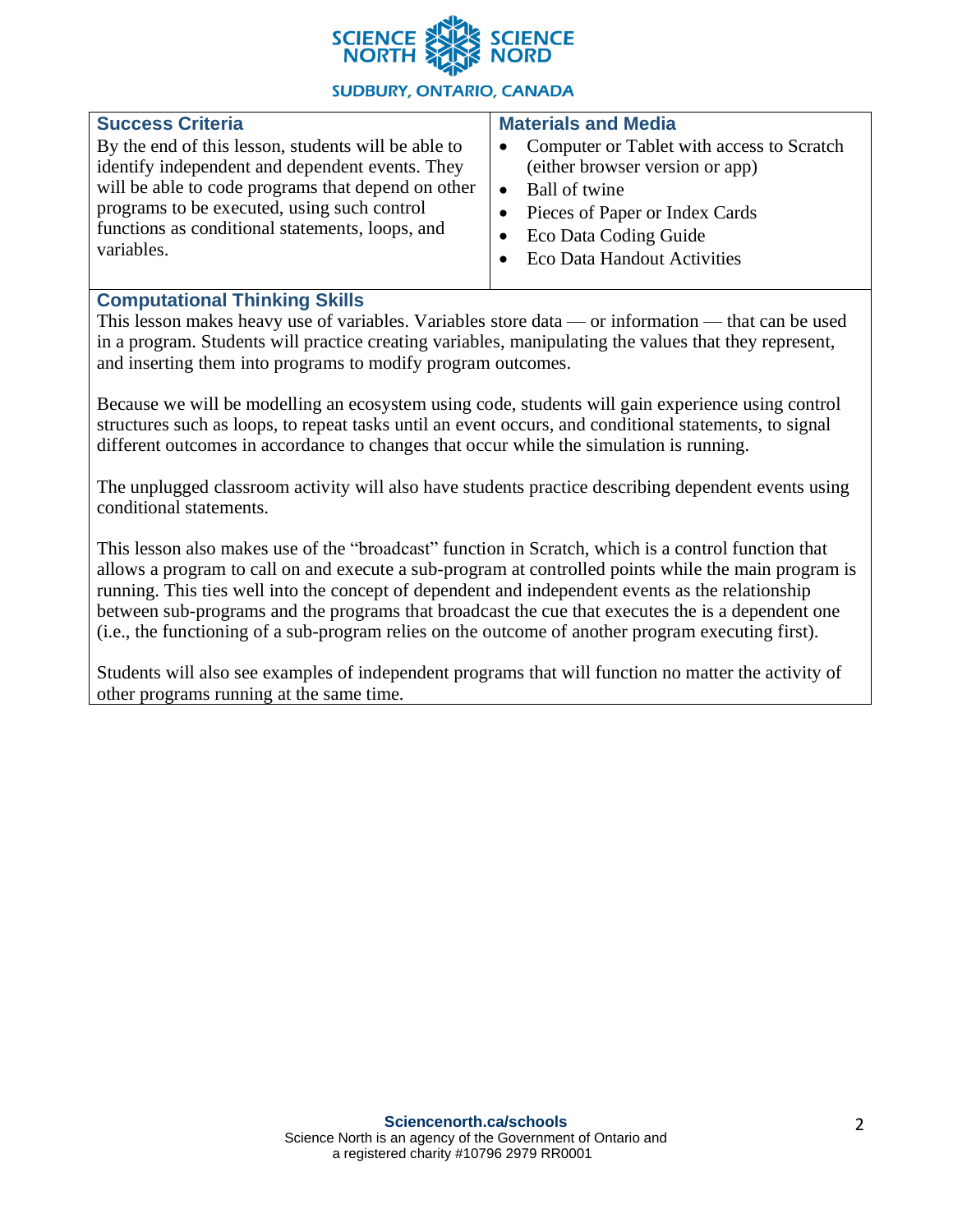## Success Criteria

By the end of this lesson, students will be able to identify independent and dependent events. They will be able to code programs that depend on other programs to be executed, using such control functions as conditional statements, loops, and variables.

## Materials and Media

- Computer or Tablet with access to Scratch (either browser version or app)
- Ball of twine
- Pieces of Paper or Index Cards
- Eco Data Coding Guide
- Eco Data Handout Activities

## Computational Thinking Skills

This lesson makes heavy use of variables. Variables store data — or information — that can be used in a program. Students will practice creating variables, manipulating the values that they represent, and inserting them into programs to modify program outcomes.

Because we will be modelling an ecosystem using code, students will gain experience using control structures such as loops, to repeat tasks until an event occurs, and conditional statements, to signal different outcomes in accordance to changes that occur while the simulation is running.

The unplugged classroom activity will also have students practice describing dependent events using conditional statements.

This lesson also makes use of the "broadcast" function in Scratch, which is a control function that allows a program to call on and execute a sub-program at controlled points while the main program is running. This ties well into the concept of dependent and independent events as the relationship between sub-programs and the programs that broadcast the cue that executes the is a dependent one (i.e., the functioning of a sub-program relies on the outcome of another program executing first).

Students will also see examples of independent programs that will function no matter the activity of other programs running at the same time.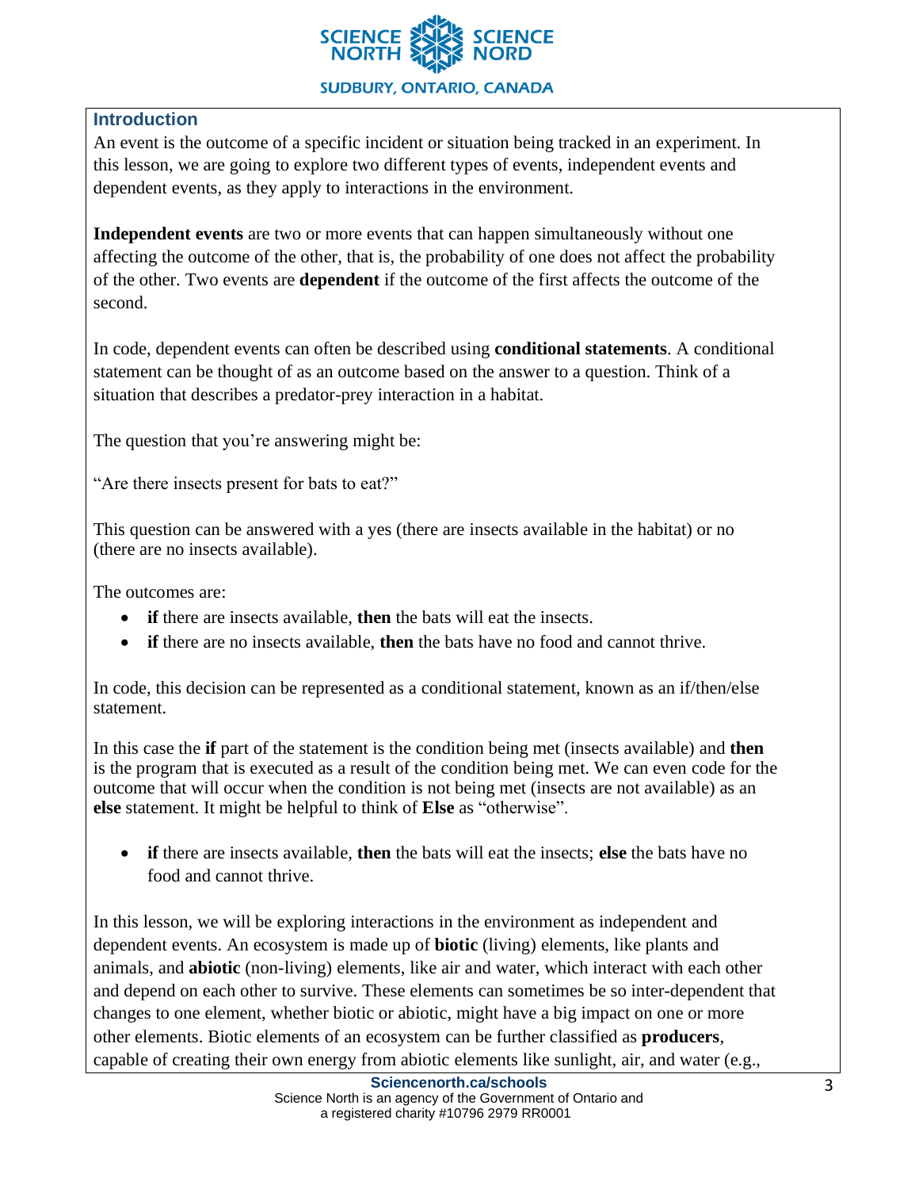## Introduction

An event is the outcome of a specific incident or situation being tracked in an experiment. In this lesson, we are going to explore two different types of events, independent events and dependent events, as they apply to interactions in the environment.

**Independent events** are two or more events that can happen simultaneously without one affecting the outcome of the other, that is, the probability of one does not affect the probability of the other. Two events are **dependent** if the outcome of the first affects the outcome of the second.

In code, dependent events can often be described using **conditional statements**. A conditional statement can be thought of as an outcome based on the answer to a question. Think of a situation that describes a predator-prey interaction in a habitat.

The question that you're answering might be:

"Are there insects present for bats to eat?"

This question can be answered with a yes (there are insects available in the habitat) or no (there are no insects available).

The outcomes are:

- **if** there are insects available, **then** the bats will eat the insects.
- **if** there are no insects available, **then** the bats have no food and cannot thrive.

In code, this decision can be represented as a conditional statement, known as an if/then/else statement.

In this case the **if** part of the statement is the condition being met (insects available) and **then** is the program that is executed as a result of the condition being met. We can even code for the outcome that will occur when the condition is not being met (insects are not available) as an **else** statement. It might be helpful to think of **Else** as "otherwise".

- **if** there are insects available, **then** the bats will eat the insects; **else** the bats have no food and cannot thrive.

In this lesson, we will be exploring interactions in the environment as independent and dependent events. An ecosystem is made up of **biotic** (living) elements, like plants and animals, and **abiotic** (non-living) elements, like air and water, which interact with each other and depend on each other to survive. These elements can sometimes be so inter-dependent that changes to one element, whether biotic or abiotic, might have a big impact on one or more other elements. Biotic elements of an ecosystem can be further classified as **producers**, capable of creating their own energy from abiotic elements like sunlight, air, and water (e.g.,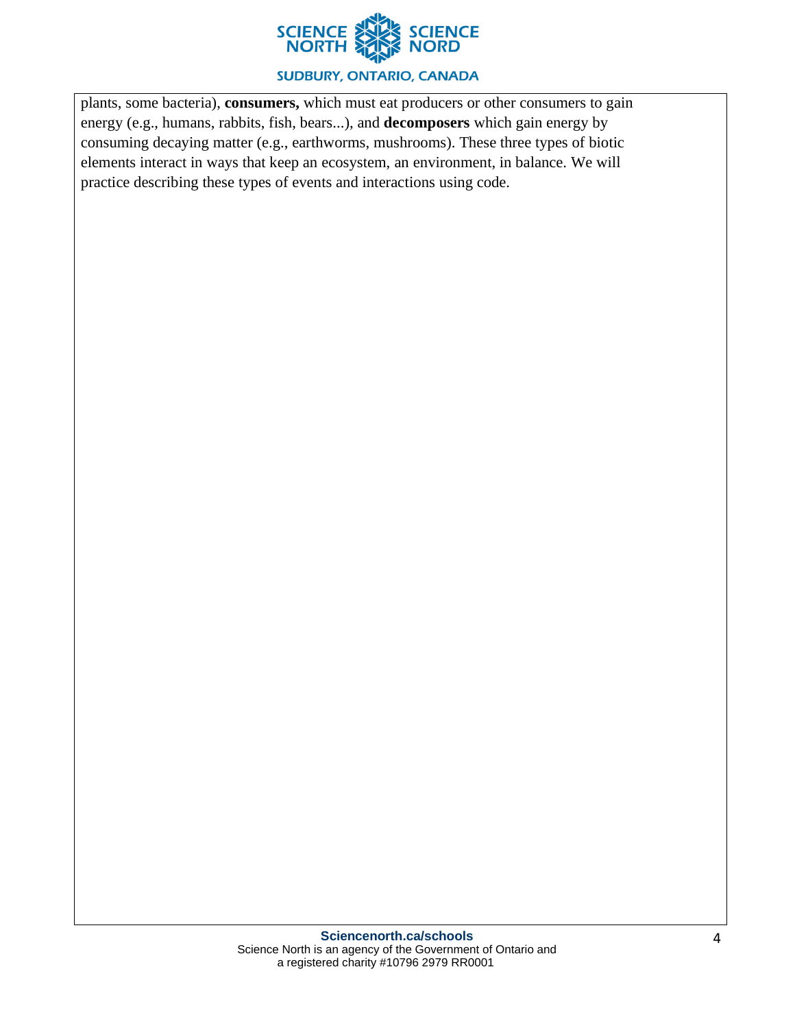plants, some bacteria), **consumers,** which must eat producers or other consumers to gain energy (e.g., humans, rabbits, fish, bears...), and **decomposers** which gain energy by consuming decaying matter (e.g., earthworms, mushrooms). These three types of biotic elements interact in ways that keep an ecosystem, an environment, in balance. We will practice describing these types of events and interactions using code.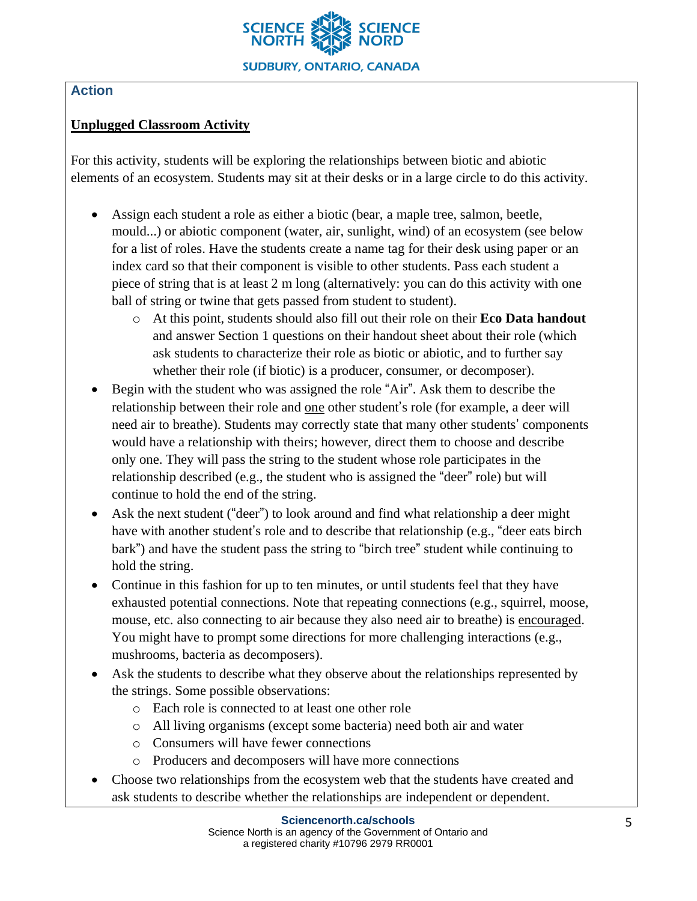## Action

**Unplugged Classroom Activity**

For this activity, students will be exploring the relationships between biotic and abiotic elements of an ecosystem. Students may sit at their desks or in a large circle to do this activity.

- Assign each student a role as either a biotic (bear, a maple tree, salmon, beetle, mould...) or abiotic component (water, air, sunlight, wind) of an ecosystem (see below for a list of roles. Have the students create a name tag for their desk using paper or an index card so that their component is visible to other students. Pass each student a piece of string that is at least 2 m long (alternatively: you can do this activity with one ball of string or twine that gets passed from student to student).
  - At this point, students should also fill out their role on their **Eco Data handout** and answer Section 1 questions on their handout sheet about their role (which ask students to characterize their role as biotic or abiotic, and to further say whether their role (if biotic) is a producer, consumer, or decomposer).
- Begin with the student who was assigned the role "Air". Ask them to describe the relationship between their role and one other student's role (for example, a deer will need air to breathe). Students may correctly state that many other students' components would have a relationship with theirs; however, direct them to choose and describe only one. They will pass the string to the student whose role participates in the relationship described (e.g., the student who is assigned the "deer" role) but will continue to hold the end of the string.
- Ask the next student ("deer") to look around and find what relationship a deer might have with another student's role and to describe that relationship (e.g., "deer eats birch bark") and have the student pass the string to "birch tree" student while continuing to hold the string.
- Continue in this fashion for up to ten minutes, or until students feel that they have exhausted potential connections. Note that repeating connections (e.g., squirrel, moose, mouse, etc. also connecting to air because they also need air to breathe) is encouraged. You might have to prompt some directions for more challenging interactions (e.g., mushrooms, bacteria as decomposers).
- Ask the students to describe what they observe about the relationships represented by the strings. Some possible observations:
  - Each role is connected to at least one other role
  - All living organisms (except some bacteria) need both air and water
  - Consumers will have fewer connections
  - Producers and decomposers will have more connections
- Choose two relationships from the ecosystem web that the students have created and ask students to describe whether the relationships are independent or dependent.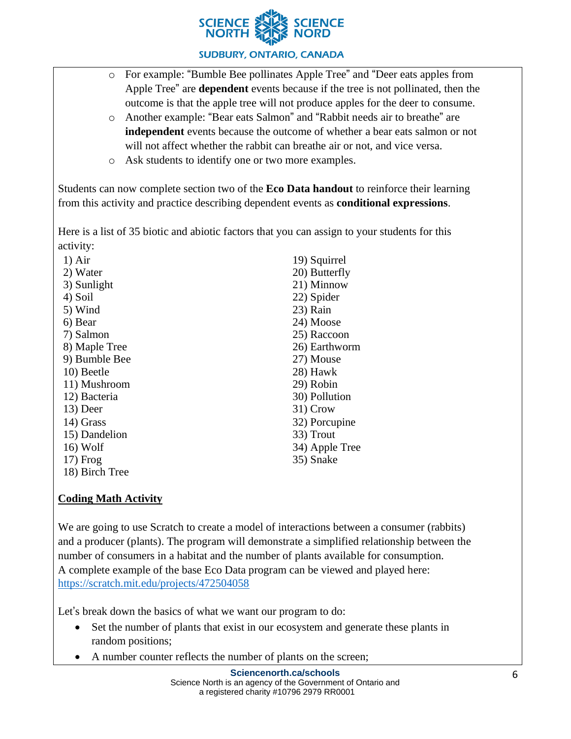- For example: "Bumble Bee pollinates Apple Tree" and "Deer eats apples from Apple Tree" are **dependent** events because if the tree is not pollinated, then the outcome is that the apple tree will not produce apples for the deer to consume.
- Another example: "Bear eats Salmon" and "Rabbit needs air to breathe" are **independent** events because the outcome of whether a bear eats salmon or not will not affect whether the rabbit can breathe air or not, and vice versa.
- Ask students to identify one or two more examples.

Students can now complete section two of the **Eco Data handout** to reinforce their learning from this activity and practice describing dependent events as **conditional expressions**.

Here is a list of 35 biotic and abiotic factors that you can assign to your students for this activity:

1) Air
2) Water
3) Sunlight
4) Soil
5) Wind
6) Bear
7) Salmon
8) Maple Tree
9) Bumble Bee
10) Beetle
11) Mushroom
12) Bacteria
13) Deer
14) Grass
15) Dandelion
16) Wolf
17) Frog
18) Birch Tree
19) Squirrel
20) Butterfly
21) Minnow
22) Spider
23) Rain
24) Moose
25) Raccoon
26) Earthworm
27) Mouse
28) Hawk
29) Robin
30) Pollution
31) Crow
32) Porcupine
33) Trout
34) Apple Tree
35) Snake

## Coding Math Activity

We are going to use Scratch to create a model of interactions between a consumer (rabbits) and a producer (plants). The program will demonstrate a simplified relationship between the number of consumers in a habitat and the number of plants available for consumption. A complete example of the base Eco Data program can be viewed and played here: https://scratch.mit.edu/projects/472504058

Let's break down the basics of what we want our program to do:

- Set the number of plants that exist in our ecosystem and generate these plants in random positions;
- A number counter reflects the number of plants on the screen;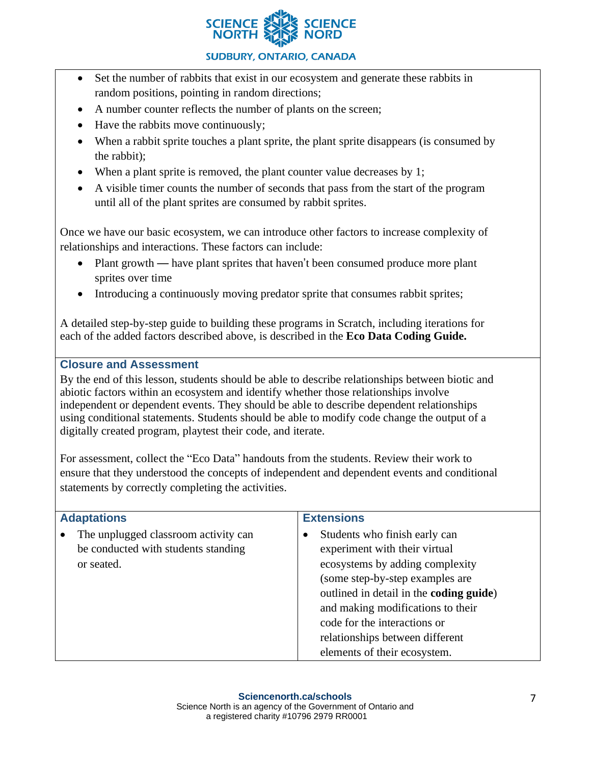- Set the number of rabbits that exist in our ecosystem and generate these rabbits in random positions, pointing in random directions;
- A number counter reflects the number of plants on the screen;
- Have the rabbits move continuously;
- When a rabbit sprite touches a plant sprite, the plant sprite disappears (is consumed by the rabbit);
- When a plant sprite is removed, the plant counter value decreases by 1;
- A visible timer counts the number of seconds that pass from the start of the program until all of the plant sprites are consumed by rabbit sprites.

Once we have our basic ecosystem, we can introduce other factors to increase complexity of relationships and interactions. These factors can include:

- Plant growth — have plant sprites that haven't been consumed produce more plant sprites over time
- Introducing a continuously moving predator sprite that consumes rabbit sprites;

A detailed step-by-step guide to building these programs in Scratch, including iterations for each of the added factors described above, is described in the **Eco Data Coding Guide.**

### Closure and Assessment

By the end of this lesson, students should be able to describe relationships between biotic and abiotic factors within an ecosystem and identify whether those relationships involve independent or dependent events. They should be able to describe dependent relationships using conditional statements. Students should be able to modify code change the output of a digitally created program, playtest their code, and iterate.

For assessment, collect the "Eco Data" handouts from the students. Review their work to ensure that they understood the concepts of independent and dependent events and conditional statements by correctly completing the activities.

### Adaptations

- The unplugged classroom activity can be conducted with students standing or seated.

### Extensions

- Students who finish early can experiment with their virtual ecosystems by adding complexity (some step-by-step examples are outlined in detail in the **coding guide**) and making modifications to their code for the interactions or relationships between different elements of their ecosystem.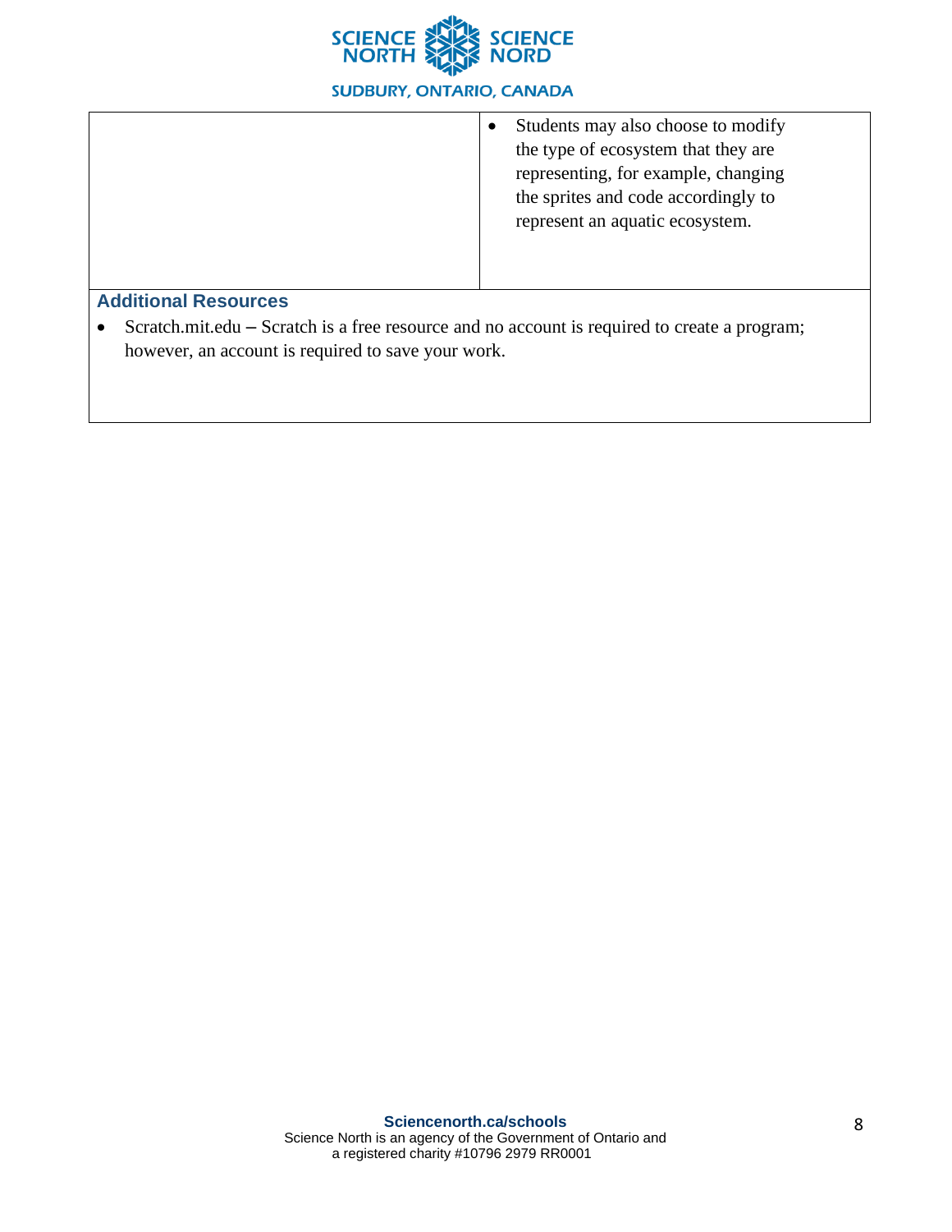| | |
|---|---|
| | • Students may also choose to modify the type of ecosystem that they are representing, for example, changing the sprites and code accordingly to represent an aquatic ecosystem. |

### Additional Resources

- Scratch.mit.edu – Scratch is a free resource and no account is required to create a program; however, an account is required to save your work.